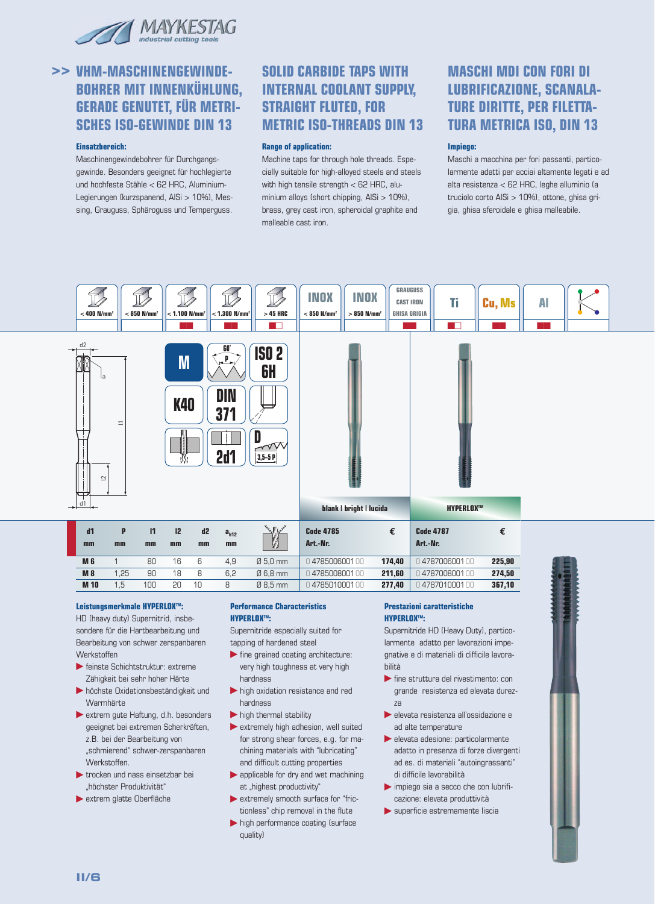## >> VHM-MASCHINENGEWINDEBOHRER MIT INNENKÜHLUNG, GERADE GENUTET, FÜR METRISCHES ISO-GEWINDE DIN 13

**Einsatzbereich:**

Maschinengewindebohrer für Durchgangsgewinde. Besonders geeignet für hochlegierte und hochfeste Stähle < 62 HRC, Aluminium-Legierungen (kurzspanend, AlSi > 10%), Messing, Grauguss, Sphäroguss und Temperguss.

## SOLID CARBIDE TAPS WITH INTERNAL COOLANT SUPPLY, STRAIGHT FLUTED, FOR METRIC ISO-THREADS DIN 13

**Range of application:**

Machine taps for through hole threads. Especially suitable for high-alloyed steels and steels with high tensile strength < 62 HRC, aluminium alloys (short chipping, AlSi > 10%), brass, grey cast iron, spheroidal graphite and malleable cast iron.

## MASCHI MDI CON FORI DI LUBRIFICAZIONE, SCANALATURE DIRITTE, PER FILETTATURA METRICA ISO, DIN 13

**Impiego:**

Maschi a macchina per fori passanti, particolarmente adatti per acciai altamente legati e ad alta resistenza < 62 HRC, leghe alluminio (a truciolo corto AlSi > 10%), ottone, ghisa grigia, ghisa sferoidale e ghisa malleabile.

| < 400 N/mm² | < 850 N/mm² | < 1.100 N/mm² | < 1.300 N/mm² | > 45 HRC | INOX < 850 N/mm² | INOX > 850 N/mm² | GRAUGUSS CAST IRON GHISA GRIGIA | Ti | Cu, Ms | Al |
|---|---|---|---|---|---|---|---|---|---|---|

M · 60° · ISO 2 6H · K40 · DIN 371 · 2d1 · D 3,5–5 P

| d1 mm | P mm | l1 mm | l2 mm | d2 mm | $a_{h12}$ mm | | blank \| bright \| lucida Code 4785 Art.-Nr. | € | HYPERLOX™ Code 4787 Art.-Nr. | € |
|---|---|---|---|---|---|---|---|---|---|---|
| M 6 | 1 | 80 | 16 | 6 | 4,9 | Ø 5,0 mm | 0 4785006001 00 | 174,40 | 0 4787006001 00 | 225,90 |
| M 8 | 1,25 | 90 | 18 | 8 | 6,2 | Ø 6,8 mm | 0 4785008001 00 | 211,60 | 0 4787008001 00 | 274,50 |
| M 10 | 1,5 | 100 | 20 | 10 | 8 | Ø 8,5 mm | 0 4785010001 00 | 277,40 | 0 4787010001 00 | 367,10 |

**Leistungsmerkmale HYPERLOX™:**

HD (heavy duty) Supernitrid, insbesondere für die Hartbearbeitung und Bearbeitung von schwer zerspanbaren Werkstoffen

- feinste Schichtstruktur: extreme Zähigkeit bei sehr hoher Härte
- höchste Oxidationsbeständigkeit und Warmhärte
- extrem gute Haftung, d.h. besonders geeignet bei extremen Scherkräften, z.B. bei der Bearbeitung von „schmierend" schwer-zerspanbaren Werkstoffen.
- trocken und nass einsetzbar bei „höchster Produktivität"
- extrem glatte Oberfläche

**Performance Characteristics HYPERLOX™:**

Supernitride especially suited for tapping of hardened steel

- fine grained coating architecture: very high toughness at very high hardness
- high oxidation resistance and red hardness
- high thermal stability
- extremely high adhesion, well suited for strong shear forces, e.g. for machining materials with "lubricating" and difficult cutting properties
- applicable for dry and wet machining at „highest productivity"
- extremely smooth surface for "frictionless" chip removal in the flute
- high performance coating (surface quality)

**Prestazioni caratteristiche HYPERLOX™:**

Supernitride HD (Heavy Duty), particolarmente adatto per lavorazioni impegnative e di materiali di difficile lavorabilità

- fine struttura del rivestimento: con grande resistenza ed elevata durezza
- elevata resistenza all'ossidazione e ad alte temperature
- elevata adesione: particolarmente adatto in presenza di forze divergenti ad es. di materiali "autoingrassanti" di difficile lavorabilità
- impiego sia a secco che con lubrificazione: elevata produttività
- superficie estremamente liscia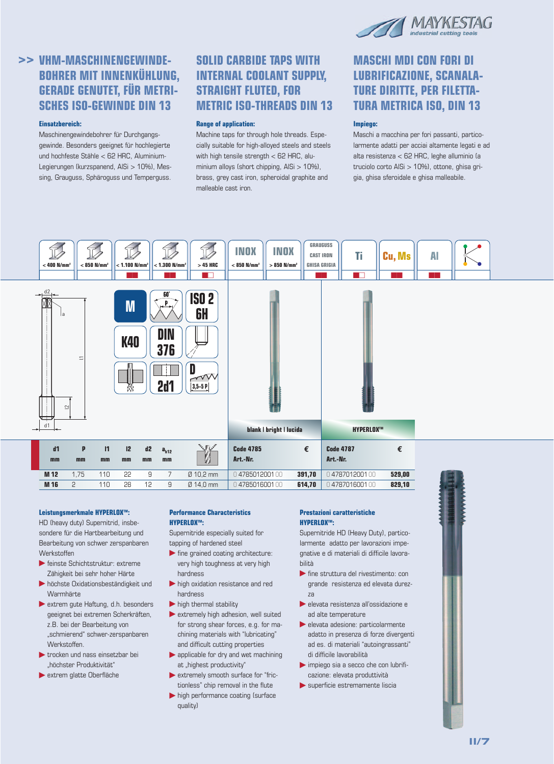## >> VHM-MASCHINENGEWINDEBOHRER MIT INNENKÜHLUNG, GERADE GENUTET, FÜR METRISCHES ISO-GEWINDE DIN 13

**Einsatzbereich:**

Maschinengewindebohrer für Durchgangsgewinde. Besonders geeignet für hochlegierte und hochfeste Stähle < 62 HRC, Aluminium-Legierungen (kurzspanend, AlSi > 10%), Messing, Grauguss, Sphäroguss und Temperguss.

## SOLID CARBIDE TAPS WITH INTERNAL COOLANT SUPPLY, STRAIGHT FLUTED, FOR METRIC ISO-THREADS DIN 13

**Range of application:**

Machine taps for through hole threads. Especially suitable for high-alloyed steels and steels with high tensile strength < 62 HRC, aluminium alloys (short chipping, AlSi > 10%), brass, grey cast iron, spheroidal graphite and malleable cast iron.

## MASCHI MDI CON FORI DI LUBRIFICAZIONE, SCANALATURE DIRITTE, PER FILETTATURA METRICA ISO, DIN 13

**Impiego:**

Maschi a macchina per fori passanti, particolarmente adatti per acciai altamente legati e ad alta resistenza < 62 HRC, leghe alluminio (a truciolo corto AlSi > 10%), ottone, ghisa grigia, ghisa sferoidale e ghisa malleabile.

| < 400 N/mm² | < 850 N/mm² | < 1.100 N/mm² | < 1.300 N/mm² | > 45 HRC | INOX < 850 N/mm² | INOX > 850 N/mm² | GRAUGUSS CAST IRON GHISA GRIGIA | Ti | Cu, Ms | Al |
|---|---|---|---|---|---|---|---|---|---|---|
| | | ■■ | ■■ | ■□ | | | ■■ | ■□ | ■■ | ■■ |

M | 60° P | ISO 2 6H | K40 | DIN 376 | 2d1 | D 3,5–5 P

| d1 mm | P mm | l1 mm | l2 mm | d2 mm | $a_{h12}$ mm | | blank \| bright \| lucida Code 4785 Art.-Nr. | € | HYPERLOX™ Code 4787 Art.-Nr. | € |
|---|---|---|---|---|---|---|---|---|---|---|
| M 12 | 1,75 | 110 | 22 | 9 | 7 | Ø 10,2 mm | 0 4785012001 00 | 391,70 | 0 4787012001 00 | 529,00 |
| M 16 | 2 | 110 | 28 | 12 | 9 | Ø 14,0 mm | 0 4785016001 00 | 614,70 | 0 4787016001 00 | 829,10 |

**Leistungsmerkmale HYPERLOX™:**

HD (heavy duty) Supernitrid, insbesondere für die Hartbearbeitung und Bearbeitung von schwer zerspanbaren Werkstoffen

- feinste Schichtstruktur: extreme Zähigkeit bei sehr hoher Härte
- höchste Oxidationsbeständigkeit und Warmhärte
- extrem gute Haftung, d.h. besonders geeignet bei extremen Scherkräften, z.B. bei der Bearbeitung von „schmierend" schwer-zerspanbaren Werkstoffen.
- trocken und nass einsetzbar bei „höchster Produktivität"
- extrem glatte Oberfläche

**Performance Characteristics HYPERLOX™:**

Supernitride especially suited for tapping of hardened steel

- fine grained coating architecture: very high toughness at very high hardness
- high oxidation resistance and red hardness
- high thermal stability
- extremely high adhesion, well suited for strong shear forces, e.g. for machining materials with "lubricating" and difficult cutting properties
- applicable for dry and wet machining at „highest productivity"
- extremely smooth surface for "frictionless" chip removal in the flute
- high performance coating (surface quality)

**Prestazioni caratteristiche HYPERLOX™:**

Supernitride HD (Heavy Duty), particolarmente adatto per lavorazioni impegnative e di materiali di difficile lavorabilità

- fine struttura del rivestimento: con grande resistenza ed elevata durezza
- elevata resistenza all'ossidazione e ad alte temperature
- elevata adesione: particolarmente adatto in presenza di forze divergenti ad es. di materiali "autoingrassanti" di difficile lavorabilità
- impiego sia a secco che con lubrificazione: elevata produttività
- superficie estremamente liscia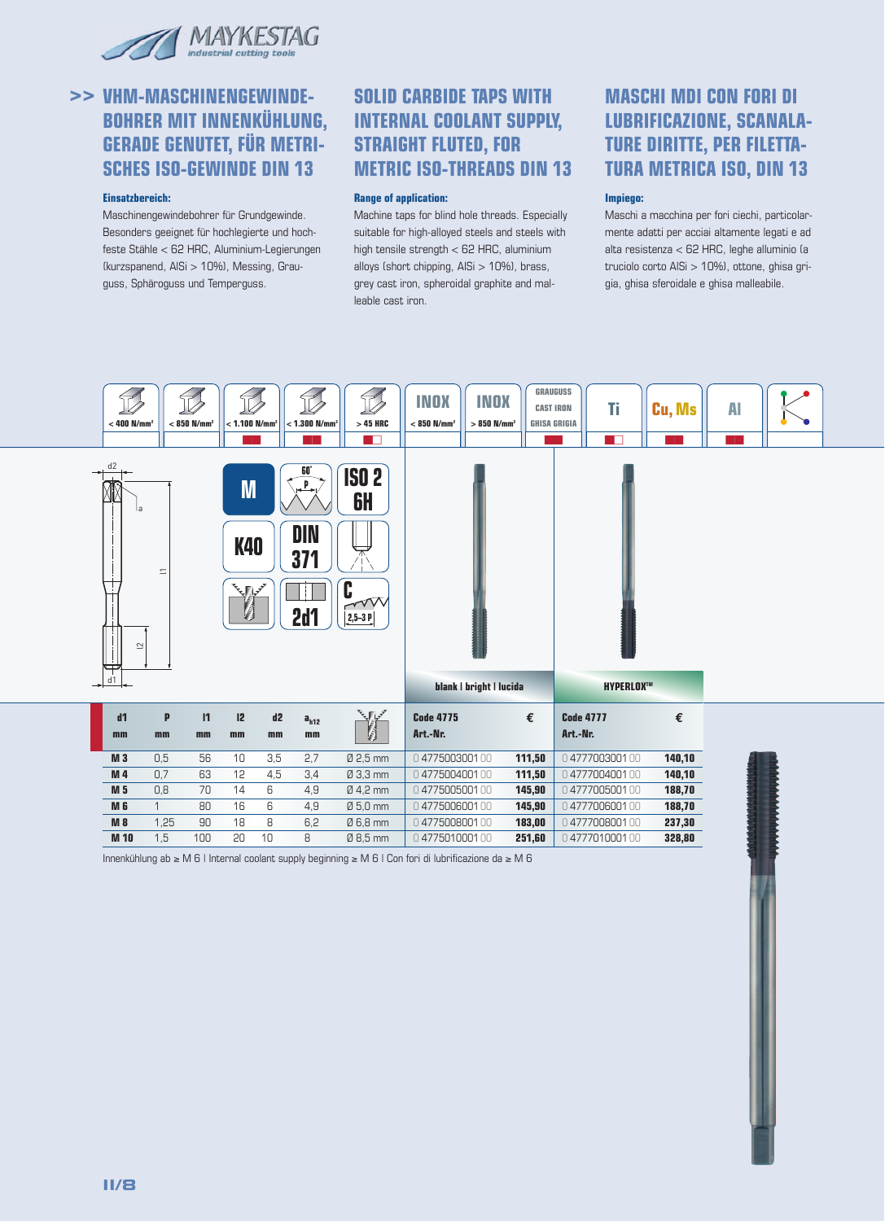# >> VHM-MASCHINENGEWINDEBOHRER MIT INNENKÜHLUNG, GERADE GENUTET, FÜR METRISCHES ISO-GEWINDE DIN 13

**Einsatzbereich:**

Maschinengewindebohrer für Grundgewinde. Besonders geeignet für hochlegierte und hochfeste Stähle < 62 HRC, Aluminium-Legierungen (kurzspanend, AlSi > 10%), Messing, Grauguss, Sphäroguss und Temperguss.

# SOLID CARBIDE TAPS WITH INTERNAL COOLANT SUPPLY, STRAIGHT FLUTED, FOR METRIC ISO-THREADS DIN 13

**Range of application:**

Machine taps for blind hole threads. Especially suitable for high-alloyed steels and steels with high tensile strength < 62 HRC, aluminium alloys (short chipping, AlSi > 10%), brass, grey cast iron, spheroidal graphite and malleable cast iron.

# MASCHI MDI CON FORI DI LUBRIFICAZIONE, SCANALATURE DIRITTE, PER FILETTATURA METRICA ISO, DIN 13

**Impiego:**

Maschi a macchina per fori ciechi, particolarmente adatti per acciai altamente legati e ad alta resistenza < 62 HRC, leghe alluminio (a truciolo corto AlSi > 10%), ottone, ghisa grigia, ghisa sferoidale e ghisa malleabile.

| < 400 N/mm² | < 850 N/mm² | < 1.100 N/mm² | < 1.300 N/mm² | > 45 HRC | INOX < 850 N/mm² | INOX > 850 N/mm² | GRAUGUSS CAST IRON GHISA GRIGIA | Ti | Cu, Ms | Al | |
|---|---|---|---|---|---|---|---|---|---|---|---|

M | 60° P | ISO 2 6H | K40 | DIN 371 | C 2,5–3 P | 2d1

| d1 mm | P mm | l1 mm | l2 mm | d2 mm | $a_{h12}$ mm | | blank I bright I lucida Code 4775 Art.-Nr. | € | HYPERLOX™ Code 4777 Art.-Nr. | € |
|---|---|---|---|---|---|---|---|---|---|---|
| **M 3** | 0,5 | 56 | 10 | 3,5 | 2,7 | Ø 2,5 mm | 0 4775003001 00 | **111,50** | 0 4777003001 00 | **140,10** |
| **M 4** | 0,7 | 63 | 12 | 4,5 | 3,4 | Ø 3,3 mm | 0 4775004001 00 | **111,50** | 0 4777004001 00 | **140,10** |
| **M 5** | 0,8 | 70 | 14 | 6 | 4,9 | Ø 4,2 mm | 0 4775005001 00 | **145,90** | 0 4777005001 00 | **188,70** |
| **M 6** | 1 | 80 | 16 | 6 | 4,9 | Ø 5,0 mm | 0 4775006001 00 | **145,90** | 0 4777006001 00 | **188,70** |
| **M 8** | 1,25 | 90 | 18 | 8 | 6,2 | Ø 6,8 mm | 0 4775008001 00 | **183,00** | 0 4777008001 00 | **237,30** |
| **M 10** | 1,5 | 100 | 20 | 10 | 8 | Ø 8,5 mm | 0 4775010001 00 | **251,60** | 0 4777010001 00 | **328,80** |

Innenkühlung ab ≥ M 6 I Internal coolant supply beginning ≥ M 6 I Con fori di lubrificazione da ≥ M 6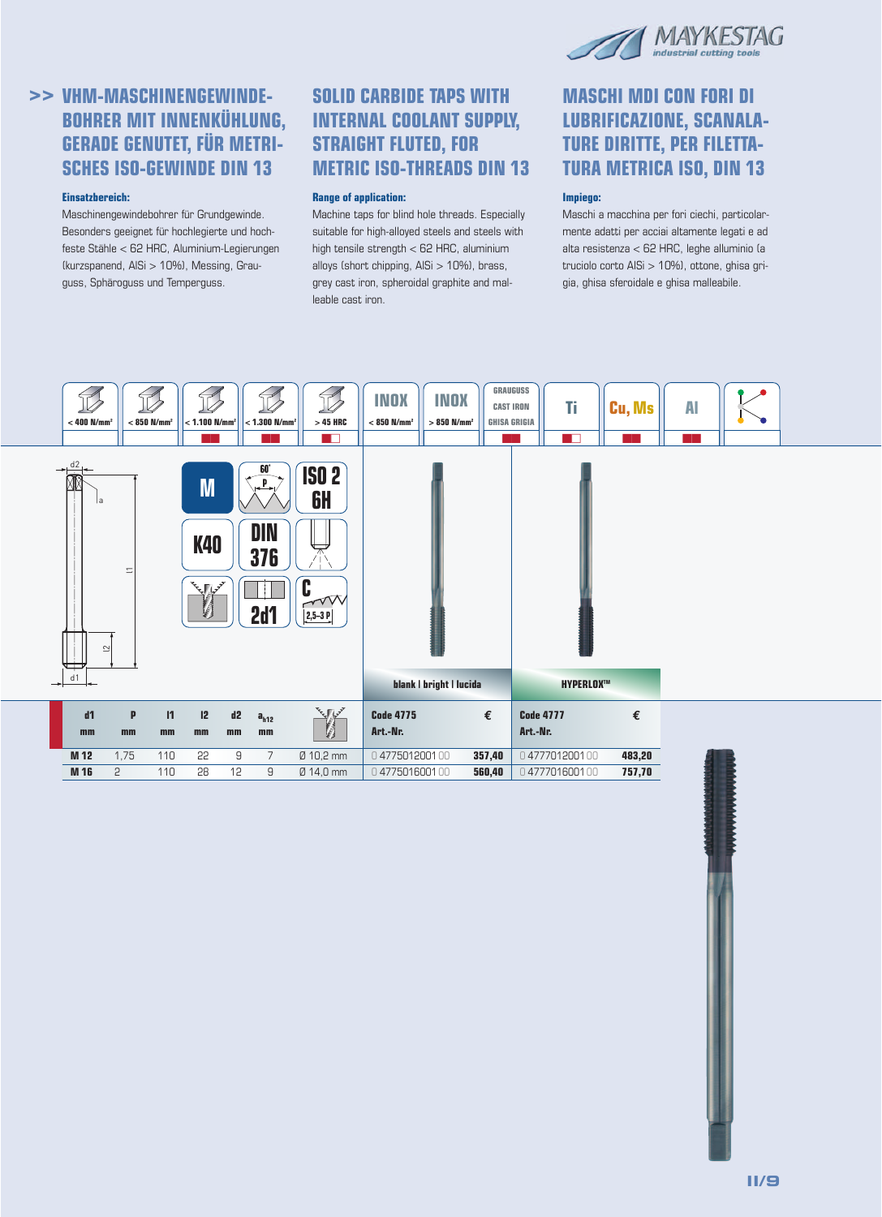## >> VHM-MASCHINENGEWINDEBOHRER MIT INNENKÜHLUNG, GERADE GENUTET, FÜR METRISCHES ISO-GEWINDE DIN 13

**Einsatzbereich:**

Maschinengewindebohrer für Grundgewinde. Besonders geeignet für hochlegierte und hochfeste Stähle < 62 HRC, Aluminium-Legierungen (kurzspanend, AlSi > 10%), Messing, Grauguss, Sphäroguss und Temperguss.

## SOLID CARBIDE TAPS WITH INTERNAL COOLANT SUPPLY, STRAIGHT FLUTED, FOR METRIC ISO-THREADS DIN 13

**Range of application:**

Machine taps for blind hole threads. Especially suitable for high-alloyed steels and steels with high tensile strength < 62 HRC, aluminium alloys (short chipping, AlSi > 10%), brass, grey cast iron, spheroidal graphite and malleable cast iron.

## MASCHI MDI CON FORI DI LUBRIFICAZIONE, SCANALATURE DIRITTE, PER FILETTATURA METRICA ISO, DIN 13

**Impiego:**

Maschi a macchina per fori ciechi, particolarmente adatti per acciai altamente legati e ad alta resistenza < 62 HRC, leghe alluminio (a truciolo corto AlSi > 10%), ottone, ghisa grigia, ghisa sferoidale e ghisa malleabile.

| < 400 N/mm² | < 850 N/mm² | < 1.100 N/mm² | < 1.300 N/mm² | > 45 HRC | INOX < 850 N/mm² | INOX > 850 N/mm² | GRAUGUSS / CAST IRON / GHISA GRIGIA | Ti | Cu, Ms | Al |
|---|---|---|---|---|---|---|---|---|---|---|

M · 60° · ISO 2 6H · K40 · DIN 376 · 2d1 · C 2,5–3 P

| d1 mm | P mm | l1 mm | l2 mm | d2 mm | $a_{h12}$ mm | | blank \| bright \| lucida Code 4775 Art.-Nr. | € | HYPERLOX™ Code 4777 Art.-Nr. | € |
|---|---|---|---|---|---|---|---|---|---|---|
| M 12 | 1,75 | 110 | 22 | 9 | 7 | Ø 10,2 mm | 0 4775012001 00 | 357,40 | 0 4777012001 00 | 483,20 |
| M 16 | 2 | 110 | 28 | 12 | 9 | Ø 14,0 mm | 0 4775016001 00 | 560,40 | 0 4777016001 00 | 757,70 |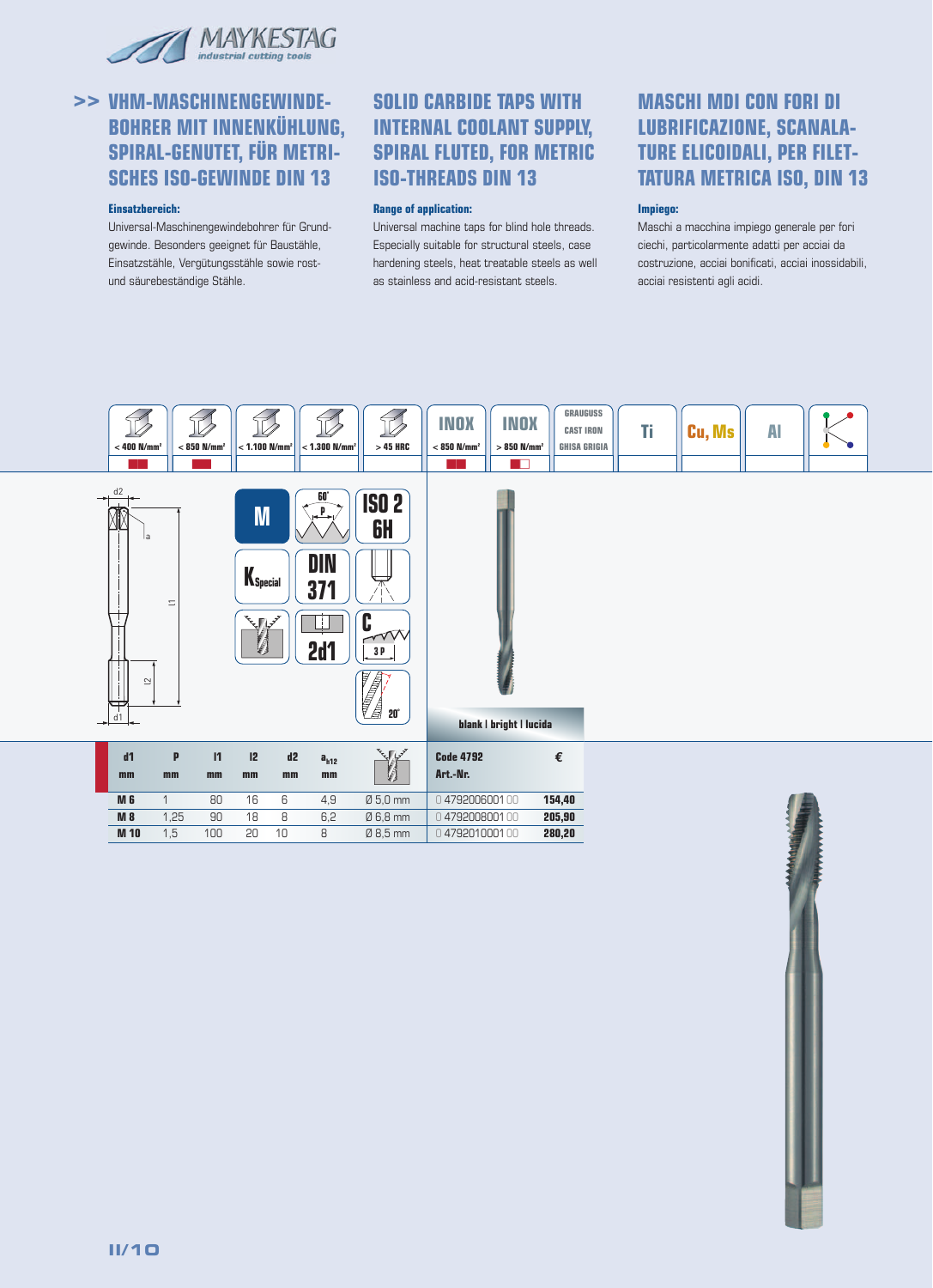# >> VHM-MASCHINENGEWINDEBOHRER MIT INNENKÜHLUNG, SPIRAL-GENUTET, FÜR METRISCHES ISO-GEWINDE DIN 13

**Einsatzbereich:**

Universal-Maschinengewindebohrer für Grundgewinde. Besonders geeignet für Baustähle, Einsatzstähle, Vergütungsstähle sowie rost- und säurebeständige Stähle.

# SOLID CARBIDE TAPS WITH INTERNAL COOLANT SUPPLY, SPIRAL FLUTED, FOR METRIC ISO-THREADS DIN 13

**Range of application:**

Universal machine taps for blind hole threads. Especially suitable for structural steels, case hardening steels, heat treatable steels as well as stainless and acid-resistant steels.

# MASCHI MDI CON FORI DI LUBRIFICAZIONE, SCANALATURE ELICOIDALI, PER FILETTATURA METRICA ISO, DIN 13

**Impiego:**

Maschi a macchina impiego generale per fori ciechi, particolarmente adatti per acciai da costruzione, acciai bonificati, acciai inossidabili, acciai resistenti agli acidi.

| < 400 N/mm² | < 850 N/mm² | < 1.100 N/mm² | < 1.300 N/mm² | > 45 HRC | INOX < 850 N/mm² | INOX > 850 N/mm² | GRAUGUSS CAST IRON GHISA GRIGIA | Ti | Cu, Ms | Al |
|---|---|---|---|---|---|---|---|---|---|---|
| ■■ | ■■ | | | | ■■ | ■□ | | | | |

M | 60° | ISO 2 6H | K Special | DIN 371 | 2d1 | C 3 P | 20°

blank | bright | lucida

| d1 mm | P mm | l1 mm | l2 mm | d2 mm | $a_{h12}$ mm | | Code 4792 Art.-Nr. | € |
|---|---|---|---|---|---|---|---|---|
| **M 6** | 1 | 80 | 16 | 6 | 4,9 | Ø 5,0 mm | 0 4792006001 00 | **154,40** |
| **M 8** | 1,25 | 90 | 18 | 8 | 6,2 | Ø 6,8 mm | 0 4792008001 00 | **205,90** |
| **M 10** | 1,5 | 100 | 20 | 10 | 8 | Ø 8,5 mm | 0 4792010001 00 | **280,20** |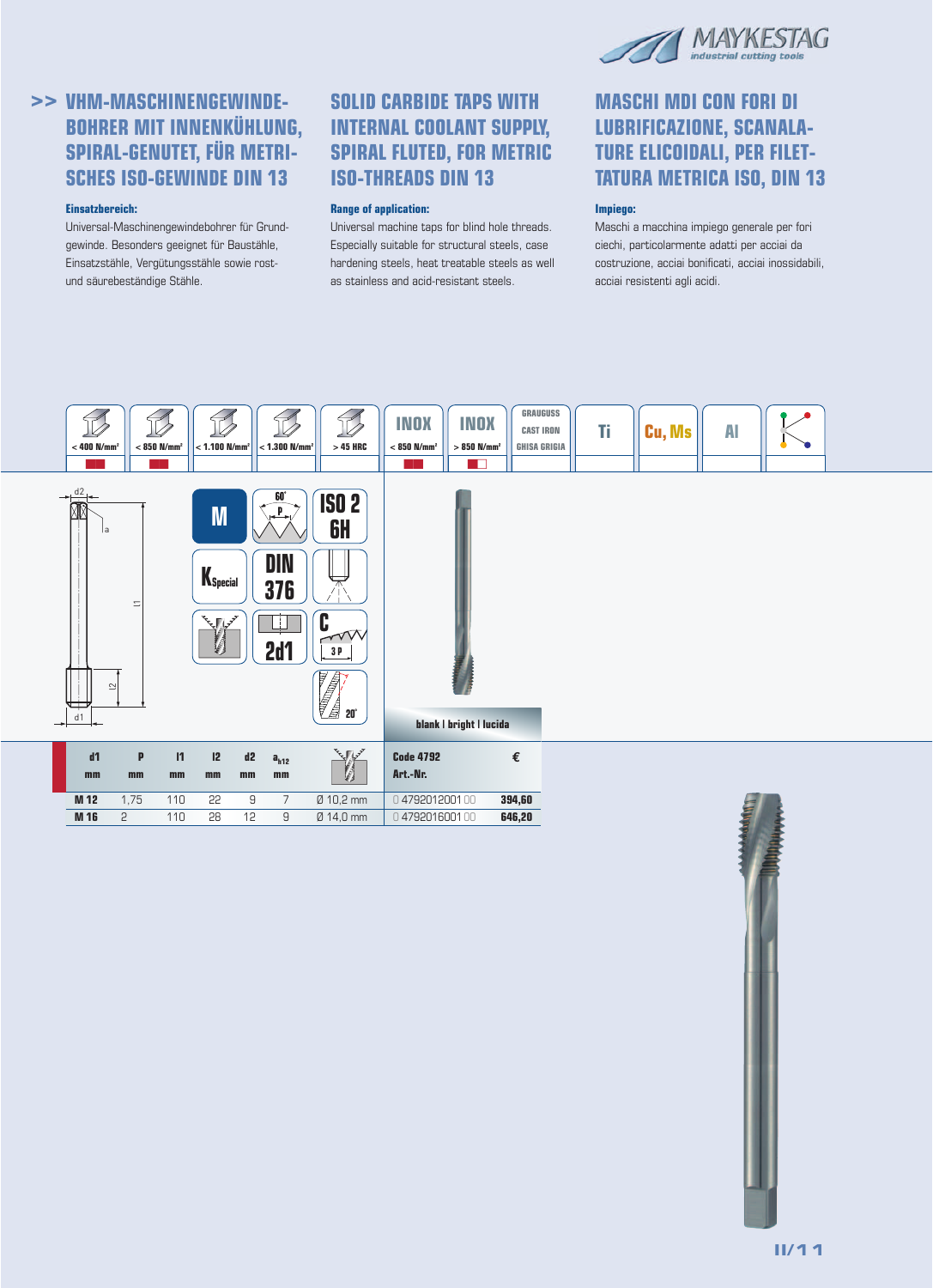## >> VHM-MASCHINENGEWINDEBOHRER MIT INNENKÜHLUNG, SPIRAL-GENUTET, FÜR METRISCHES ISO-GEWINDE DIN 13

**Einsatzbereich:**

Universal-Maschinengewindebohrer für Grundgewinde. Besonders geeignet für Baustähle, Einsatzstähle, Vergütungsstähle sowie rost- und säurebeständige Stähle.

## SOLID CARBIDE TAPS WITH INTERNAL COOLANT SUPPLY, SPIRAL FLUTED, FOR METRIC ISO-THREADS DIN 13

**Range of application:**

Universal machine taps for blind hole threads. Especially suitable for structural steels, case hardening steels, heat treatable steels as well as stainless and acid-resistant steels.

## MASCHI MDI CON FORI DI LUBRIFICAZIONE, SCANALATURE ELICOIDALI, PER FILETTATURA METRICA ISO, DIN 13

**Impiego:**

Maschi a macchina impiego generale per fori ciechi, particolarmente adatti per acciai da costruzione, acciai bonificati, acciai inossidabili, acciai resistenti agli acidi.

| < 400 N/mm² | < 850 N/mm² | < 1.100 N/mm² | < 1.300 N/mm² | > 45 HRC | INOX < 850 N/mm² | INOX > 850 N/mm² | GRAUGUSS CAST IRON GHISA GRIGIA | Ti | Cu, Ms | Al |
|---|---|---|---|---|---|---|---|---|---|---|

M | 60° P | ISO 2 6H | K Special | DIN 376 | 2d1 | C 3 P | 20°

blank | bright | lucida

| d1 | P mm | l1 mm | l2 mm | d2 mm | $a_{h12}$ mm | | Code 4792 Art.-Nr. | € |
|---|---|---|---|---|---|---|---|---|
| M 12 | 1,75 | 110 | 22 | 9 | 7 | Ø 10,2 mm | 0 4792012001 00 | 394,60 |
| M 16 | 2 | 110 | 28 | 12 | 9 | Ø 14,0 mm | 0 4792016001 00 | 646,20 |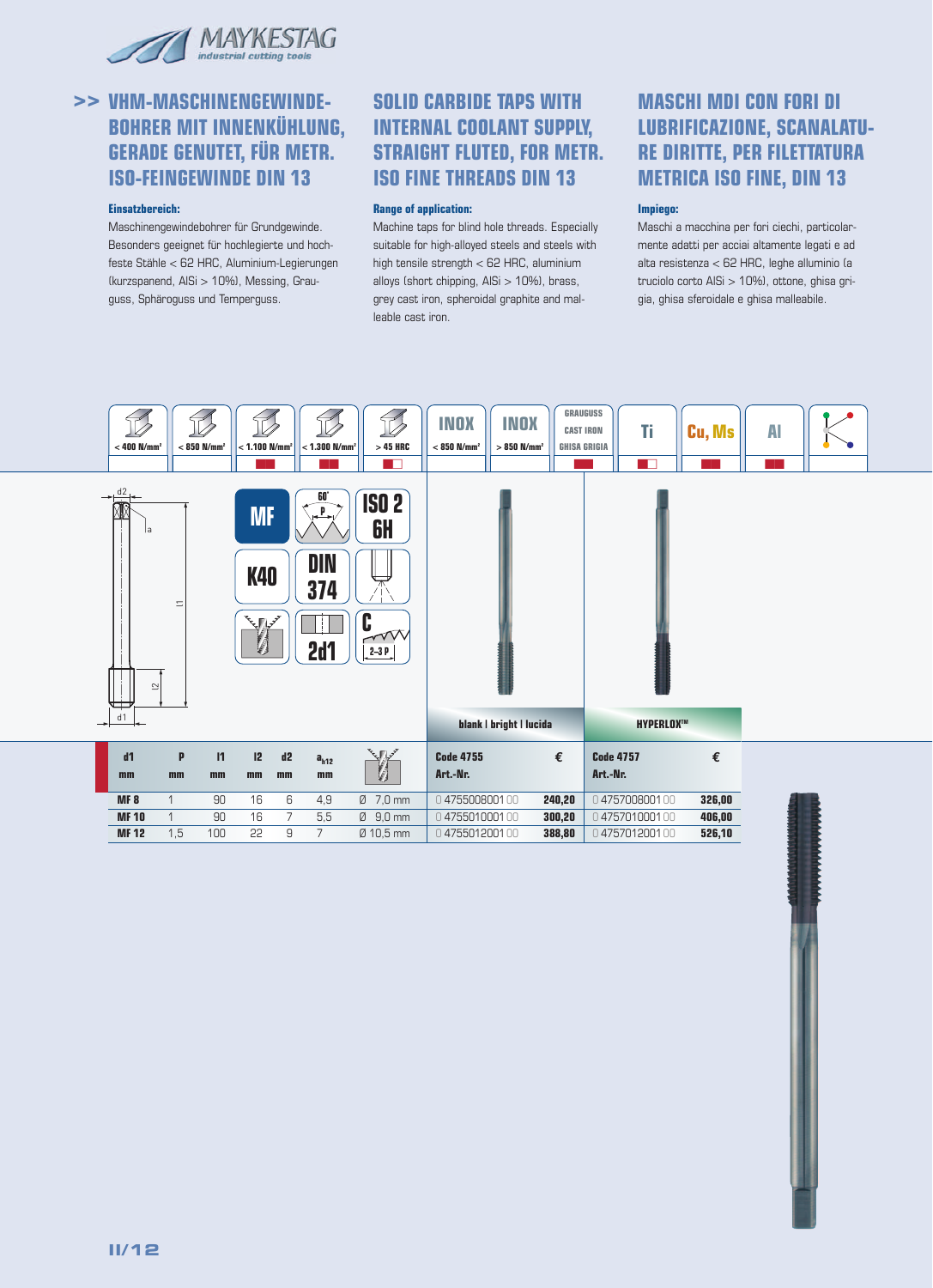# >> VHM-MASCHINENGEWINDEBOHRER MIT INNENKÜHLUNG, GERADE GENUTET, FÜR METR. ISO-FEINGEWINDE DIN 13

**Einsatzbereich:**

Maschinengewindebohrer für Grundgewinde. Besonders geeignet für hochlegierte und hochfeste Stähle < 62 HRC, Aluminium-Legierungen (kurzspanend, AlSi > 10%), Messing, Grauguss, Sphäroguss und Temperguss.

# SOLID CARBIDE TAPS WITH INTERNAL COOLANT SUPPLY, STRAIGHT FLUTED, FOR METR. ISO FINE THREADS DIN 13

**Range of application:**

Machine taps for blind hole threads. Especially suitable for high-alloyed steels and steels with high tensile strength < 62 HRC, aluminium alloys (short chipping, AlSi > 10%), brass, grey cast iron, spheroidal graphite and malleable cast iron.

# MASCHI MDI CON FORI DI LUBRIFICAZIONE, SCANALATURE DIRITTE, PER FILETTATURA METRICA ISO FINE, DIN 13

**Impiego:**

Maschi a macchina per fori ciechi, particolarmente adatti per acciai altamente legati e ad alta resistenza < 62 HRC, leghe alluminio (a truciolo corto AlSi > 10%), ottone, ghisa grigia, ghisa sferoidale e ghisa malleabile.

| < 400 N/mm² | < 850 N/mm² | < 1.100 N/mm² | < 1.300 N/mm² | > 45 HRC | INOX < 850 N/mm² | INOX > 850 N/mm² | GRAUGUSS CAST IRON GHISA GRIGIA | Ti | Cu, Ms | Al |
|---|---|---|---|---|---|---|---|---|---|---|

MF | 60° P | ISO 2 6H | K40 | DIN 374 | 2d1 | C 2–3 P

| d1 | P mm | l1 mm | l2 mm | d2 mm | $a_{h12}$ mm | | blank \| bright \| lucida Code 4755 Art.-Nr. | € | HYPERLOX™ Code 4757 Art.-Nr. | € |
|---|---|---|---|---|---|---|---|---|---|---|
| MF 8 | 1 | 90 | 16 | 6 | 4,9 | Ø 7,0 mm | 0 4755008001 00 | 240,20 | 0 4757008001 00 | 326,00 |
| MF 10 | 1 | 90 | 16 | 7 | 5,5 | Ø 9,0 mm | 0 4755010001 00 | 300,20 | 0 4757010001 00 | 406,00 |
| MF 12 | 1,5 | 100 | 22 | 9 | 7 | Ø 10,5 mm | 0 4755012001 00 | 388,80 | 0 4757012001 00 | 526,10 |